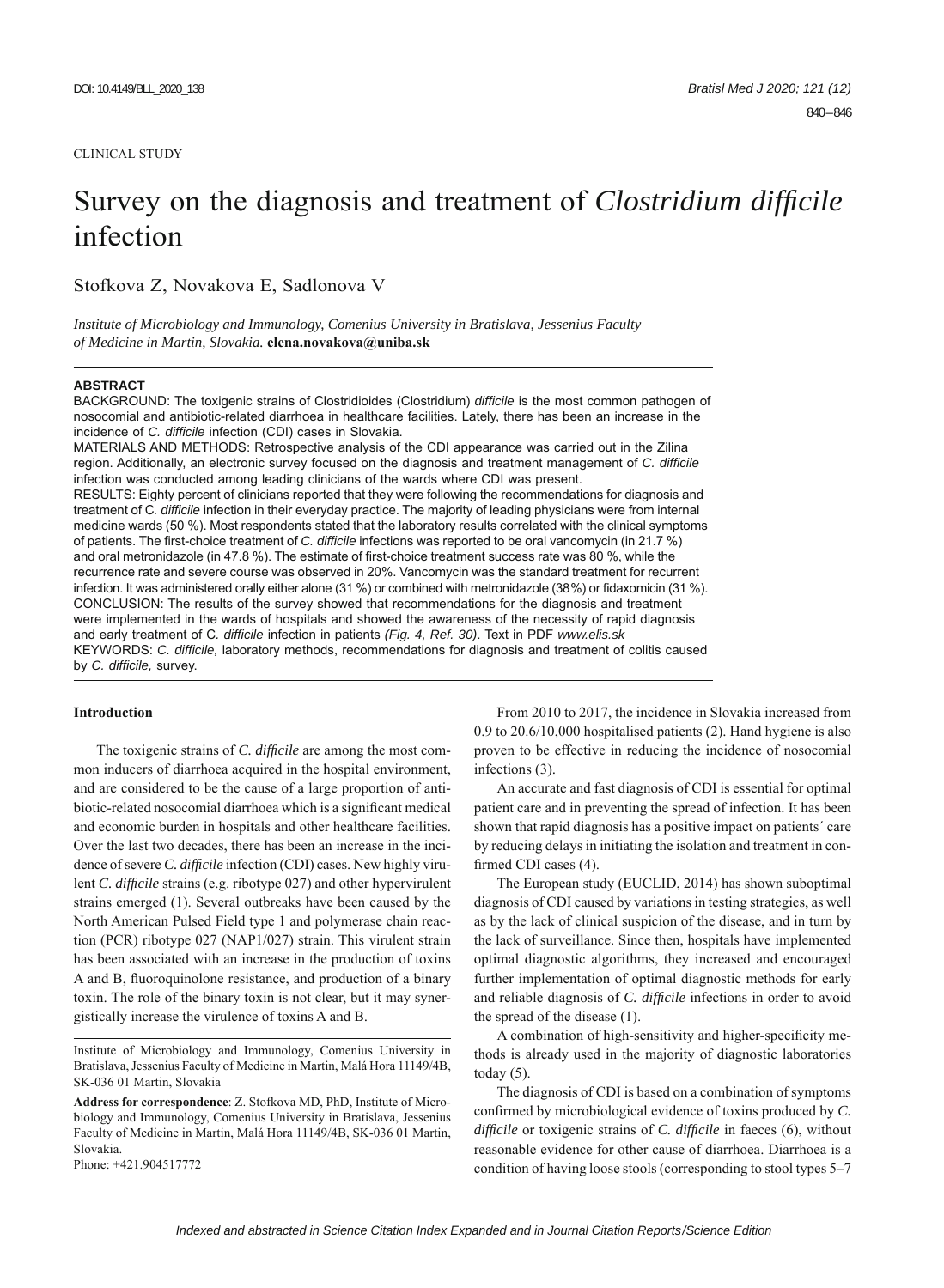CLINICAL STUDY

# Survey on the diagnosis and treatment of *Clostridium difficile* infection

Stofkova Z, Novakova E, Sadlonova V

*Institute of Microbiology and Immunology, Comenius University in Bratislava, Jessenius Faculty of Medicine in Martin, Slovakia.* **elena.novakova@uniba.sk**

## ABSTRACT

BACKGROUND: The toxigenic strains of Clostridioides (Clostridium) *difficile* is the most common pathogen of nosocomial and antibiotic-related diarrhoea in healthcare facilities. Lately, there has been an increase in the incidence of *C. difficile* infection (CDI) cases in Slovakia.

MATERIALS AND METHODS: Retrospective analysis of the CDI appearance was carried out in the Zilina region. Additionally, an electronic survey focused on the diagnosis and treatment management of *C. difficile* infection was conducted among leading clinicians of the wards where CDI was present.

RESULTS: Eighty percent of clinicians reported that they were following the recommendations for diagnosis and treatment of *C. difficile* infection in their everyday practice. The majority of leading physicians were from internal medicine wards (50 %). Most respondents stated that the laboratory results correlated with the clinical symptoms of patients. The first-choice treatment of *C. difficile* infections was reported to be oral vancomycin (in 21.7 %) and oral metronidazole (in 47.8 %). The estimate of first-choice treatment success rate was 80 %, while the recurrence rate and severe course was observed in 20%. Vancomycin was the standard treatment for recurrent infection. It was administered orally either alone (31 %) or combined with metronidazole (38%) or fidaxomicin (31 %).

CONCLUSION: The results of the survey showed that recommendations for the diagnosis and treatment were implemented in the wards of hospitals and showed the awareness of the necessity of rapid diagnosis and early treatment of C. *difficile* infection in patients *(Fig. 4, Ref. 30)*. Text in PDF *www.elis.sk*

KEYWORDS: *C. difficile,* laboratory methods, recommendations for diagnosis and treatment of colitis caused by *C. difficile,* survey.

## Introduction

The toxigenic strains of *C. difficile* are among the most common inducers of diarrhoea acquired in the hospital environment, and are considered to be the cause of a large proportion of antibiotic-related nosocomial diarrhoea which is a significant medical and economic burden in hospitals and other healthcare facilities. Over the last two decades, there has been an increase in the incidence of severe *C. difficile* infection (CDI) cases. New highly virulent *C. difficile* strains (e.g. ribotype 027) and other hypervirulent strains emerged (1). Several outbreaks have been caused by the North American Pulsed Field type 1 and polymerase chain reaction (PCR) ribotype 027 (NAP1/027) strain. This virulent strain has been associated with an increase in the production of toxins A and B, fluoroquinolone resistance, and production of a binary toxin. The role of the binary toxin is not clear, but it may synergistically increase the virulence of toxins A and B.

Institute of Microbiology and Immunology, Comenius University in Bratislava, Jessenius Faculty of Medicine in Martin, Malá Hora 11149/4B, SK-036 01 Martin, Slovakia

**Address for correspondence**: Z. Stofkova MD, PhD, Institute of Microbiology and Immunology, Comenius University in Bratislava, Jessenius Faculty of Medicine in Martin, Malá Hora 11149/4B, SK-036 01 Martin, Slovakia.
Phone: +421.904517772

From 2010 to 2017, the incidence in Slovakia increased from 0.9 to 20.6/10,000 hospitalised patients (2). Hand hygiene is also proven to be effective in reducing the incidence of nosocomial infections (3).

An accurate and fast diagnosis of CDI is essential for optimal patient care and in preventing the spread of infection. It has been shown that rapid diagnosis has a positive impact on patients´ care by reducing delays in initiating the isolation and treatment in confirmed CDI cases (4).

The European study (EUCLID, 2014) has shown suboptimal diagnosis of CDI caused by variations in testing strategies, as well as by the lack of clinical suspicion of the disease, and in turn by the lack of surveillance. Since then, hospitals have implemented optimal diagnostic algorithms, they increased and encouraged further implementation of optimal diagnostic methods for early and reliable diagnosis of *C. difficile* infections in order to avoid the spread of the disease (1).

A combination of high-sensitivity and higher-specificity methods is already used in the majority of diagnostic laboratories today (5).

The diagnosis of CDI is based on a combination of symptoms confirmed by microbiological evidence of toxins produced by *C. difficile* or toxigenic strains of *C. difficile* in faeces (6), without reasonable evidence for other cause of diarrhoea. Diarrhoea is a condition of having loose stools (corresponding to stool types 5–7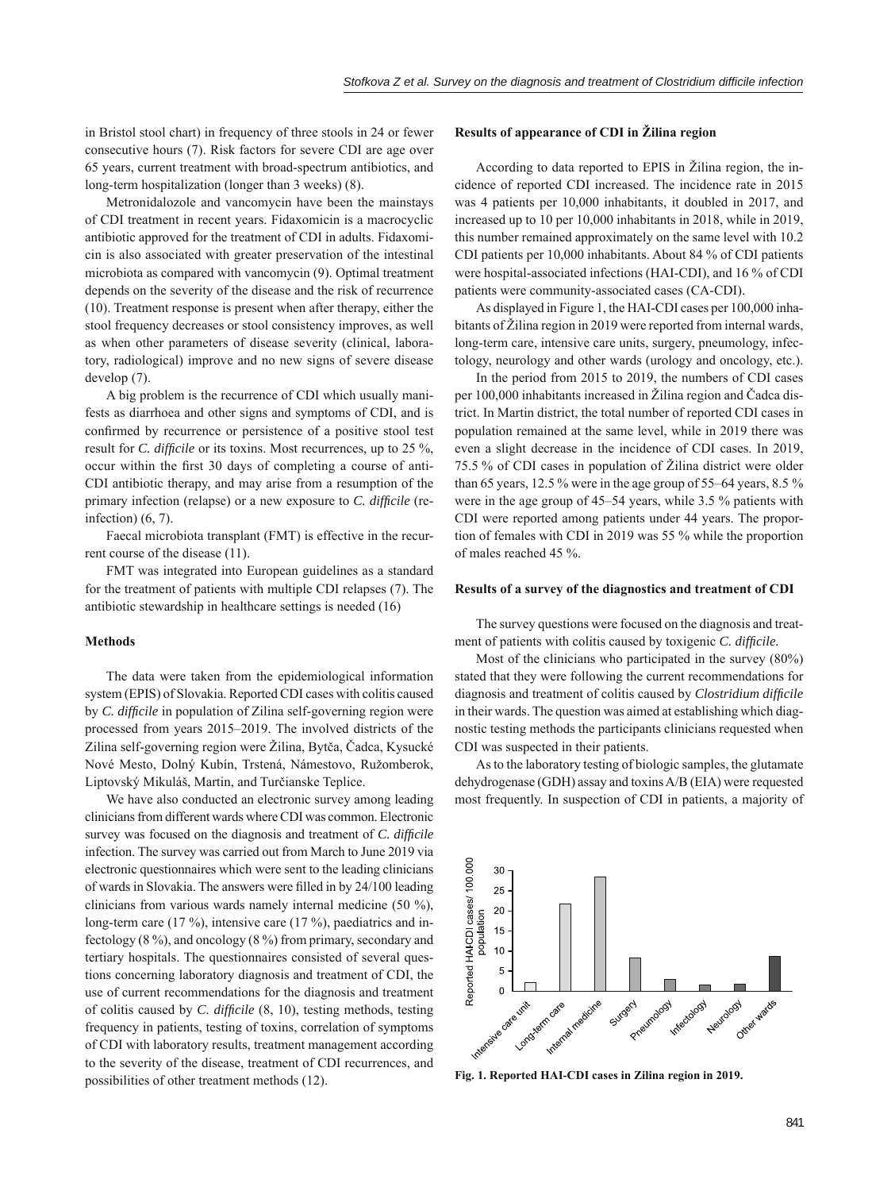in Bristol stool chart) in frequency of three stools in 24 or fewer consecutive hours (7). Risk factors for severe CDI are age over 65 years, current treatment with broad-spectrum antibiotics, and long-term hospitalization (longer than 3 weeks) (8).

Metronidalozole and vancomycin have been the mainstays of CDI treatment in recent years. Fidaxomicin is a macrocyclic antibiotic approved for the treatment of CDI in adults. Fidaxomicin is also associated with greater preservation of the intestinal microbiota as compared with vancomycin (9). Optimal treatment depends on the severity of the disease and the risk of recurrence (10). Treatment response is present when after therapy, either the stool frequency decreases or stool consistency improves, as well as when other parameters of disease severity (clinical, laboratory, radiological) improve and no new signs of severe disease develop (7).

A big problem is the recurrence of CDI which usually manifests as diarrhoea and other signs and symptoms of CDI, and is confirmed by recurrence or persistence of a positive stool test result for *C. difficile* or its toxins. Most recurrences, up to 25 %, occur within the first 30 days of completing a course of anti-CDI antibiotic therapy, and may arise from a resumption of the primary infection (relapse) or a new exposure to *C. difficile* (reinfection) (6, 7).

Faecal microbiota transplant (FMT) is effective in the recurrent course of the disease (11).

FMT was integrated into European guidelines as a standard for the treatment of patients with multiple CDI relapses (7). The antibiotic stewardship in healthcare settings is needed (16)

### Methods

The data were taken from the epidemiological information system (EPIS) of Slovakia. Reported CDI cases with colitis caused by *C. difficile* in population of Zilina self-governing region were processed from years 2015–2019. The involved districts of the Zilina self-governing region were Žilina, Bytča, Čadca, Kysucké Nové Mesto, Dolný Kubín, Trstená, Námestovo, Ružomberok, Liptovský Mikuláš, Martin, and Turčianske Teplice.

We have also conducted an electronic survey among leading clinicians from different wards where CDI was common. Electronic survey was focused on the diagnosis and treatment of *C. difficile* infection. The survey was carried out from March to June 2019 via electronic questionnaires which were sent to the leading clinicians of wards in Slovakia. The answers were filled in by 24/100 leading clinicians from various wards namely internal medicine (50 %), long-term care (17 %), intensive care (17 %), paediatrics and infectology (8 %), and oncology (8 %) from primary, secondary and tertiary hospitals. The questionnaires consisted of several questions concerning laboratory diagnosis and treatment of CDI, the use of current recommendations for the diagnosis and treatment of colitis caused by *C. difficile* (8, 10), testing methods, testing frequency in patients, testing of toxins, correlation of symptoms of CDI with laboratory results, treatment management according to the severity of the disease, treatment of CDI recurrences, and possibilities of other treatment methods (12).

### Results of appearance of CDI in Žilina region

According to data reported to EPIS in Žilina region, the incidence of reported CDI increased. The incidence rate in 2015 was 4 patients per 10,000 inhabitants, it doubled in 2017, and increased up to 10 per 10,000 inhabitants in 2018, while in 2019, this number remained approximately on the same level with 10.2 CDI patients per 10,000 inhabitants. About 84 % of CDI patients were hospital-associated infections (HAI-CDI), and 16 % of CDI patients were community-associated cases (CA-CDI).

As displayed in Figure 1, the HAI-CDI cases per 100,000 inhabitants of Žilina region in 2019 were reported from internal wards, long-term care, intensive care units, surgery, pneumology, infectology, neurology and other wards (urology and oncology, etc.).

In the period from 2015 to 2019, the numbers of CDI cases per 100,000 inhabitants increased in Žilina region and Čadca district. In Martin district, the total number of reported CDI cases in population remained at the same level, while in 2019 there was even a slight decrease in the incidence of CDI cases. In 2019, 75.5 % of CDI cases in population of Žilina district were older than 65 years, 12.5 % were in the age group of 55–64 years, 8.5 % were in the age group of 45–54 years, while 3.5 % patients with CDI were reported among patients under 44 years. The proportion of females with CDI in 2019 was 55 % while the proportion of males reached 45 %.

### Results of a survey of the diagnostics and treatment of CDI

The survey questions were focused on the diagnosis and treatment of patients with colitis caused by toxigenic *C. difficile.*

Most of the clinicians who participated in the survey (80%) stated that they were following the current recommendations for diagnosis and treatment of colitis caused by *Clostridium difficile* in their wards. The question was aimed at establishing which diagnostic testing methods the participants clinicians requested when CDI was suspected in their patients.

As to the laboratory testing of biologic samples, the glutamate dehydrogenase (GDH) assay and toxins A/B (EIA) were requested most frequently. In suspection of CDI in patients, a majority of

**Fig. 1. Reported HAI-CDI cases in Zilina region in 2019.**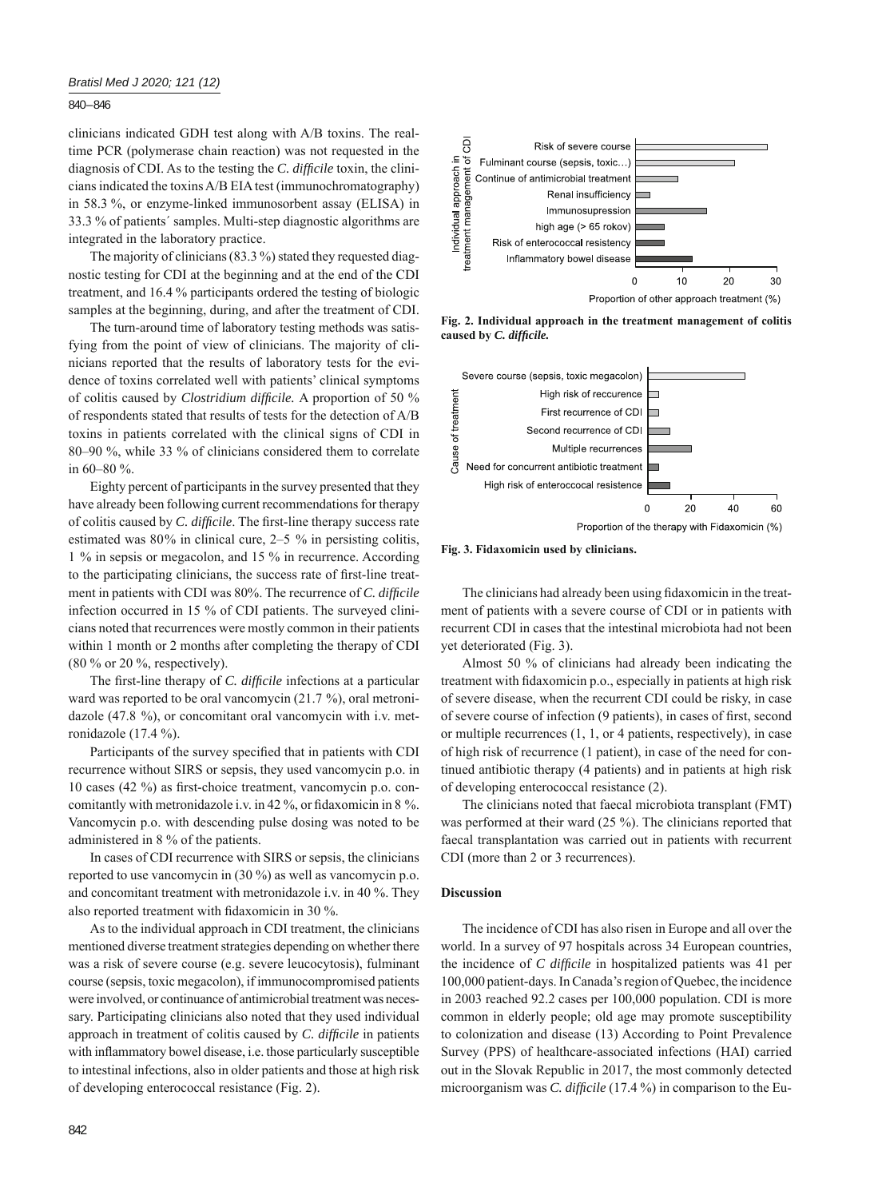clinicians indicated GDH test along with A/B toxins. The real-time PCR (polymerase chain reaction) was not requested in the diagnosis of CDI. As to the testing the *C. difficile* toxin, the clinicians indicated the toxins A/B EIA test (immunochromatography) in 58.3 %, or enzyme-linked immunosorbent assay (ELISA) in 33.3 % of patients´ samples. Multi-step diagnostic algorithms are integrated in the laboratory practice.

The majority of clinicians (83.3 %) stated they requested diagnostic testing for CDI at the beginning and at the end of the CDI treatment, and 16.4 % participants ordered the testing of biologic samples at the beginning, during, and after the treatment of CDI.

The turn-around time of laboratory testing methods was satisfying from the point of view of clinicians. The majority of clinicians reported that the results of laboratory tests for the evidence of toxins correlated well with patients' clinical symptoms of colitis caused by *Clostridium difficile.* A proportion of 50 % of respondents stated that results of tests for the detection of A/B toxins in patients correlated with the clinical signs of CDI in 80–90 %, while 33 % of clinicians considered them to correlate in 60–80 %.

Eighty percent of participants in the survey presented that they have already been following current recommendations for therapy of colitis caused by *C. difficile*. The first-line therapy success rate estimated was 80% in clinical cure, 2–5 % in persisting colitis, 1 % in sepsis or megacolon, and 15 % in recurrence. According to the participating clinicians, the success rate of first-line treatment in patients with CDI was 80%. The recurrence of *C. difficile* infection occurred in 15 % of CDI patients. The surveyed clinicians noted that recurrences were mostly common in their patients within 1 month or 2 months after completing the therapy of CDI (80 % or 20 %, respectively).

The first-line therapy of *C. difficile* infections at a particular ward was reported to be oral vancomycin (21.7 %), oral metronidazole (47.8 %), or concomitant oral vancomycin with i.v. metronidazole (17.4 %).

Participants of the survey specified that in patients with CDI recurrence without SIRS or sepsis, they used vancomycin p.o. in 10 cases (42 %) as first-choice treatment, vancomycin p.o. concomitantly with metronidazole i.v. in 42 %, or fidaxomicin in 8 %. Vancomycin p.o. with descending pulse dosing was noted to be administered in 8 % of the patients.

In cases of CDI recurrence with SIRS or sepsis, the clinicians reported to use vancomycin in (30 %) as well as vancomycin p.o. and concomitant treatment with metronidazole i.v. in 40 %. They also reported treatment with fidaxomicin in 30 %.

As to the individual approach in CDI treatment, the clinicians mentioned diverse treatment strategies depending on whether there was a risk of severe course (e.g. severe leucocytosis), fulminant course (sepsis, toxic megacolon), if immunocompromised patients were involved, or continuance of antimicrobial treatment was necessary. Participating clinicians also noted that they used individual approach in treatment of colitis caused by *C. difficile* in patients with inflammatory bowel disease, i.e. those particularly susceptible to intestinal infections, also in older patients and those at high risk of developing enterococcal resistance (Fig. 2).

**Fig. 2. Individual approach in the treatment management of colitis caused by *C. difficile.***

**Fig. 3. Fidaxomicin used by clinicians.**

The clinicians had already been using fidaxomicin in the treatment of patients with a severe course of CDI or in patients with recurrent CDI in cases that the intestinal microbiota had not been yet deteriorated (Fig. 3).

Almost 50 % of clinicians had already been indicating the treatment with fidaxomicin p.o., especially in patients at high risk of severe disease, when the recurrent CDI could be risky, in case of severe course of infection (9 patients), in cases of first, second or multiple recurrences (1, 1, or 4 patients, respectively), in case of high risk of recurrence (1 patient), in case of the need for continued antibiotic therapy (4 patients) and in patients at high risk of developing enterococcal resistance (2).

The clinicians noted that faecal microbiota transplant (FMT) was performed at their ward (25 %). The clinicians reported that faecal transplantation was carried out in patients with recurrent CDI (more than 2 or 3 recurrences).

## Discussion

The incidence of CDI has also risen in Europe and all over the world. In a survey of 97 hospitals across 34 European countries, the incidence of *C difficile* in hospitalized patients was 41 per 100,000 patient-days. In Canada's region of Quebec, the incidence in 2003 reached 92.2 cases per 100,000 population. CDI is more common in elderly people; old age may promote susceptibility to colonization and disease (13) According to Point Prevalence Survey (PPS) of healthcare-associated infections (HAI) carried out in the Slovak Republic in 2017, the most commonly detected microorganism was *C. difficile* (17.4 %) in comparison to the Eu-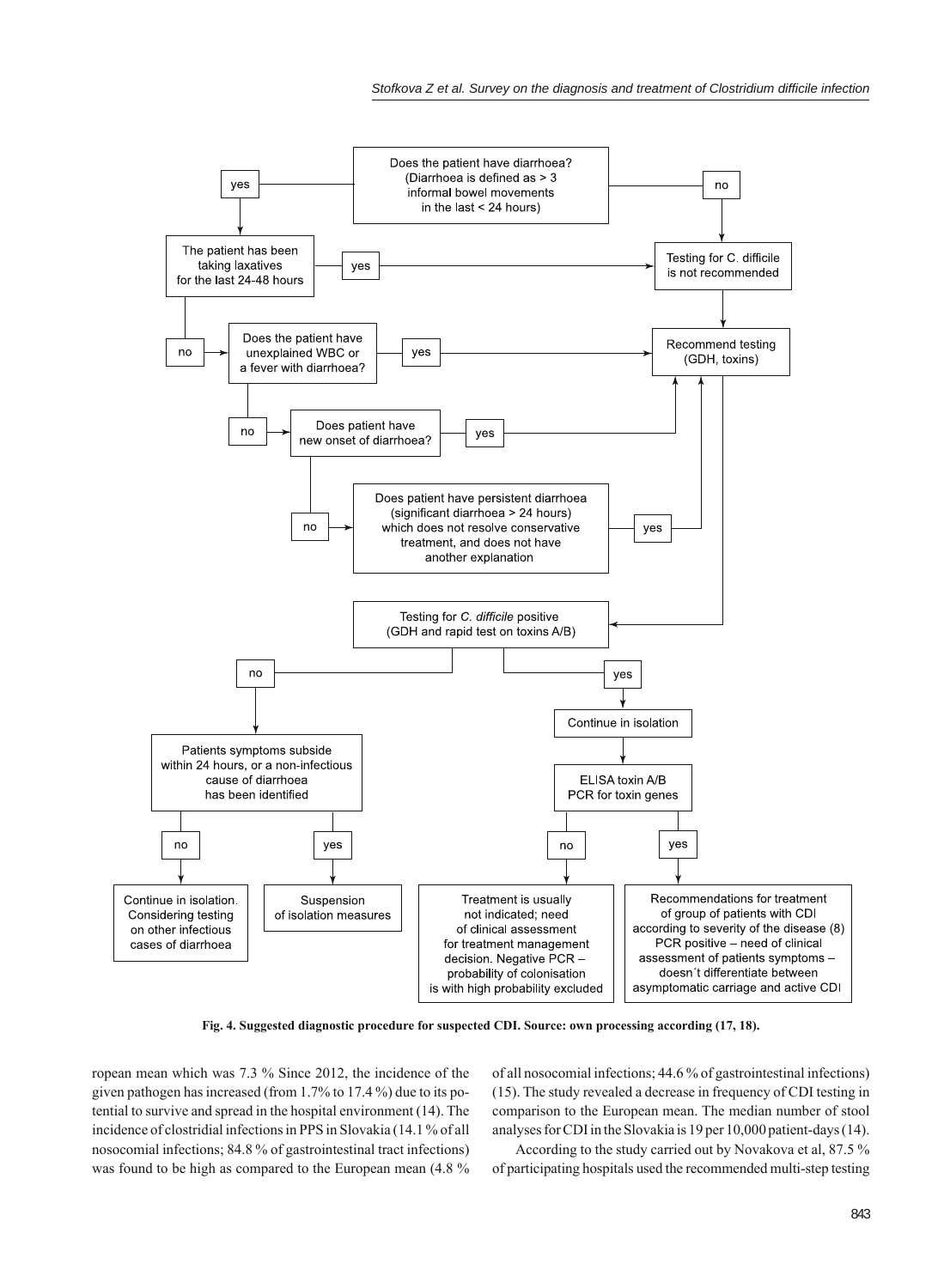Does the patient have diarrhoea? (Diarrhoea is defined as > 3 informal bowel movements in the last < 24 hours)

- yes → The patient has been taking laxatives for the last 24-48 hours
  - yes → Testing for C. difficile is not recommended
  - no → Does the patient have unexplained WBC or a fever with diarrhoea?
    - yes → Recommend testing (GDH, toxins)
    - no → Does patient have new onset of diarrhoea?
      - yes → Recommend testing (GDH, toxins)
      - no → Does patient have persistent diarrhoea (significant diarrhoea > 24 hours) which does not resolve conservative treatment, and does not have another explanation
        - yes → Recommend testing (GDH, toxins)
- no → Testing for C. difficile is not recommended → Recommend testing (GDH, toxins)

Recommend testing (GDH, toxins) → Testing for *C. difficile* positive (GDH and rapid test on toxins A/B)

- no → Patients symptoms subside within 24 hours, or a non-infectious cause of diarrhoea has been identified
  - no → Continue in isolation. Considering testing on other infectious cases of diarrhoea
  - yes → Suspension of isolation measures
- yes → Continue in isolation → ELISA toxin A/B PCR for toxin genes
  - no → Treatment is usually not indicated; need of clinical assessment for treatment management decision. Negative PCR – probability of colonisation is with high probability excluded
  - yes → Recommendations for treatment of group of patients with CDI according to severity of the disease (8) PCR positive – need of clinical assessment of patients symptoms – doesn´t differentiate between asymptomatic carriage and active CDI

**Fig. 4. Suggested diagnostic procedure for suspected CDI. Source: own processing according (17, 18).**

ropean mean which was 7.3 % Since 2012, the incidence of the given pathogen has increased (from 1.7% to 17.4 %) due to its potential to survive and spread in the hospital environment (14). The incidence of clostridial infections in PPS in Slovakia (14.1 % of all nosocomial infections; 84.8 % of gastrointestinal tract infections) was found to be high as compared to the European mean (4.8 % of all nosocomial infections; 44.6 % of gastrointestinal infections) (15). The study revealed a decrease in frequency of CDI testing in comparison to the European mean. The median number of stool analyses for CDI in the Slovakia is 19 per 10,000 patient-days (14).

According to the study carried out by Novakova et al, 87.5 % of participating hospitals used the recommended multi-step testing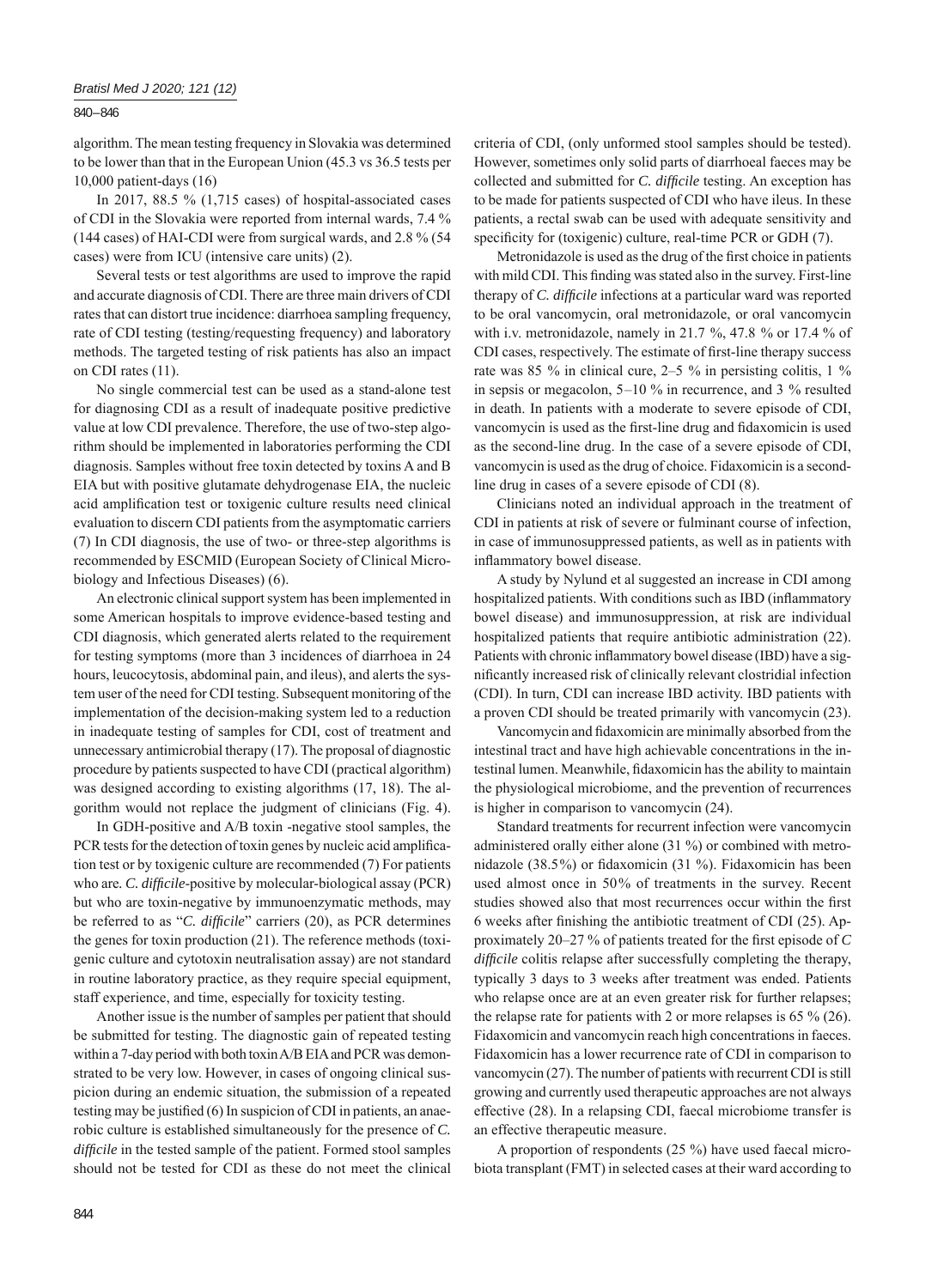algorithm. The mean testing frequency in Slovakia was determined to be lower than that in the European Union (45.3 vs 36.5 tests per 10,000 patient-days (16)

In 2017, 88.5 % (1,715 cases) of hospital-associated cases of CDI in the Slovakia were reported from internal wards, 7.4 % (144 cases) of HAI-CDI were from surgical wards, and 2.8 % (54 cases) were from ICU (intensive care units) (2).

Several tests or test algorithms are used to improve the rapid and accurate diagnosis of CDI. There are three main drivers of CDI rates that can distort true incidence: diarrhoea sampling frequency, rate of CDI testing (testing/requesting frequency) and laboratory methods. The targeted testing of risk patients has also an impact on CDI rates (11).

No single commercial test can be used as a stand-alone test for diagnosing CDI as a result of inadequate positive predictive value at low CDI prevalence. Therefore, the use of two-step algorithm should be implemented in laboratories performing the CDI diagnosis. Samples without free toxin detected by toxins A and B EIA but with positive glutamate dehydrogenase EIA, the nucleic acid amplification test or toxigenic culture results need clinical evaluation to discern CDI patients from the asymptomatic carriers (7) In CDI diagnosis, the use of two- or three-step algorithms is recommended by ESCMID (European Society of Clinical Microbiology and Infectious Diseases) (6).

An electronic clinical support system has been implemented in some American hospitals to improve evidence-based testing and CDI diagnosis, which generated alerts related to the requirement for testing symptoms (more than 3 incidences of diarrhoea in 24 hours, leucocytosis, abdominal pain, and ileus), and alerts the system user of the need for CDI testing. Subsequent monitoring of the implementation of the decision-making system led to a reduction in inadequate testing of samples for CDI, cost of treatment and unnecessary antimicrobial therapy (17). The proposal of diagnostic procedure by patients suspected to have CDI (practical algorithm) was designed according to existing algorithms (17, 18). The algorithm would not replace the judgment of clinicians (Fig. 4).

In GDH-positive and A/B toxin -negative stool samples, the PCR tests for the detection of toxin genes by nucleic acid amplification test or by toxigenic culture are recommended (7) For patients who are. *C. difficile*-positive by molecular-biological assay (PCR) but who are toxin-negative by immunoenzymatic methods, may be referred to as "*C. difficile*" carriers (20), as PCR determines the genes for toxin production (21). The reference methods (toxigenic culture and cytotoxin neutralisation assay) are not standard in routine laboratory practice, as they require special equipment, staff experience, and time, especially for toxicity testing.

Another issue is the number of samples per patient that should be submitted for testing. The diagnostic gain of repeated testing within a 7-day period with both toxin A/B EIA and PCR was demonstrated to be very low. However, in cases of ongoing clinical suspicion during an endemic situation, the submission of a repeated testing may be justified (6) In suspicion of CDI in patients, an anaerobic culture is established simultaneously for the presence of *C. difficile* in the tested sample of the patient. Formed stool samples should not be tested for CDI as these do not meet the clinical criteria of CDI, (only unformed stool samples should be tested). However, sometimes only solid parts of diarrhoeal faeces may be collected and submitted for *C. difficile* testing. An exception has to be made for patients suspected of CDI who have ileus. In these patients, a rectal swab can be used with adequate sensitivity and specificity for (toxigenic) culture, real-time PCR or GDH (7).

Metronidazole is used as the drug of the first choice in patients with mild CDI. This finding was stated also in the survey. First-line therapy of *C. difficile* infections at a particular ward was reported to be oral vancomycin, oral metronidazole, or oral vancomycin with i.v. metronidazole, namely in 21.7 %, 47.8 % or 17.4 % of CDI cases, respectively. The estimate of first-line therapy success rate was 85 % in clinical cure, 2–5 % in persisting colitis, 1 % in sepsis or megacolon, 5–10 % in recurrence, and 3 % resulted in death. In patients with a moderate to severe episode of CDI, vancomycin is used as the first-line drug and fidaxomicin is used as the second-line drug. In the case of a severe episode of CDI, vancomycin is used as the drug of choice. Fidaxomicin is a second-line drug in cases of a severe episode of CDI (8).

Clinicians noted an individual approach in the treatment of CDI in patients at risk of severe or fulminant course of infection, in case of immunosuppressed patients, as well as in patients with inflammatory bowel disease.

A study by Nylund et al suggested an increase in CDI among hospitalized patients. With conditions such as IBD (inflammatory bowel disease) and immunosuppression, at risk are individual hospitalized patients that require antibiotic administration (22). Patients with chronic inflammatory bowel disease (IBD) have a significantly increased risk of clinically relevant clostridial infection (CDI). In turn, CDI can increase IBD activity. IBD patients with a proven CDI should be treated primarily with vancomycin (23).

Vancomycin and fidaxomicin are minimally absorbed from the intestinal tract and have high achievable concentrations in the intestinal lumen. Meanwhile, fidaxomicin has the ability to maintain the physiological microbiome, and the prevention of recurrences is higher in comparison to vancomycin (24).

Standard treatments for recurrent infection were vancomycin administered orally either alone (31 %) or combined with metronidazole (38.5%) or fidaxomicin (31 %). Fidaxomicin has been used almost once in 50% of treatments in the survey. Recent studies showed also that most recurrences occur within the first 6 weeks after finishing the antibiotic treatment of CDI (25). Approximately 20–27 % of patients treated for the first episode of *C difficile* colitis relapse after successfully completing the therapy, typically 3 days to 3 weeks after treatment was ended. Patients who relapse once are at an even greater risk for further relapses; the relapse rate for patients with 2 or more relapses is 65 % (26). Fidaxomicin and vancomycin reach high concentrations in faeces. Fidaxomicin has a lower recurrence rate of CDI in comparison to vancomycin (27). The number of patients with recurrent CDI is still growing and currently used therapeutic approaches are not always effective (28). In a relapsing CDI, faecal microbiome transfer is an effective therapeutic measure.

A proportion of respondents (25 %) have used faecal microbiota transplant (FMT) in selected cases at their ward according to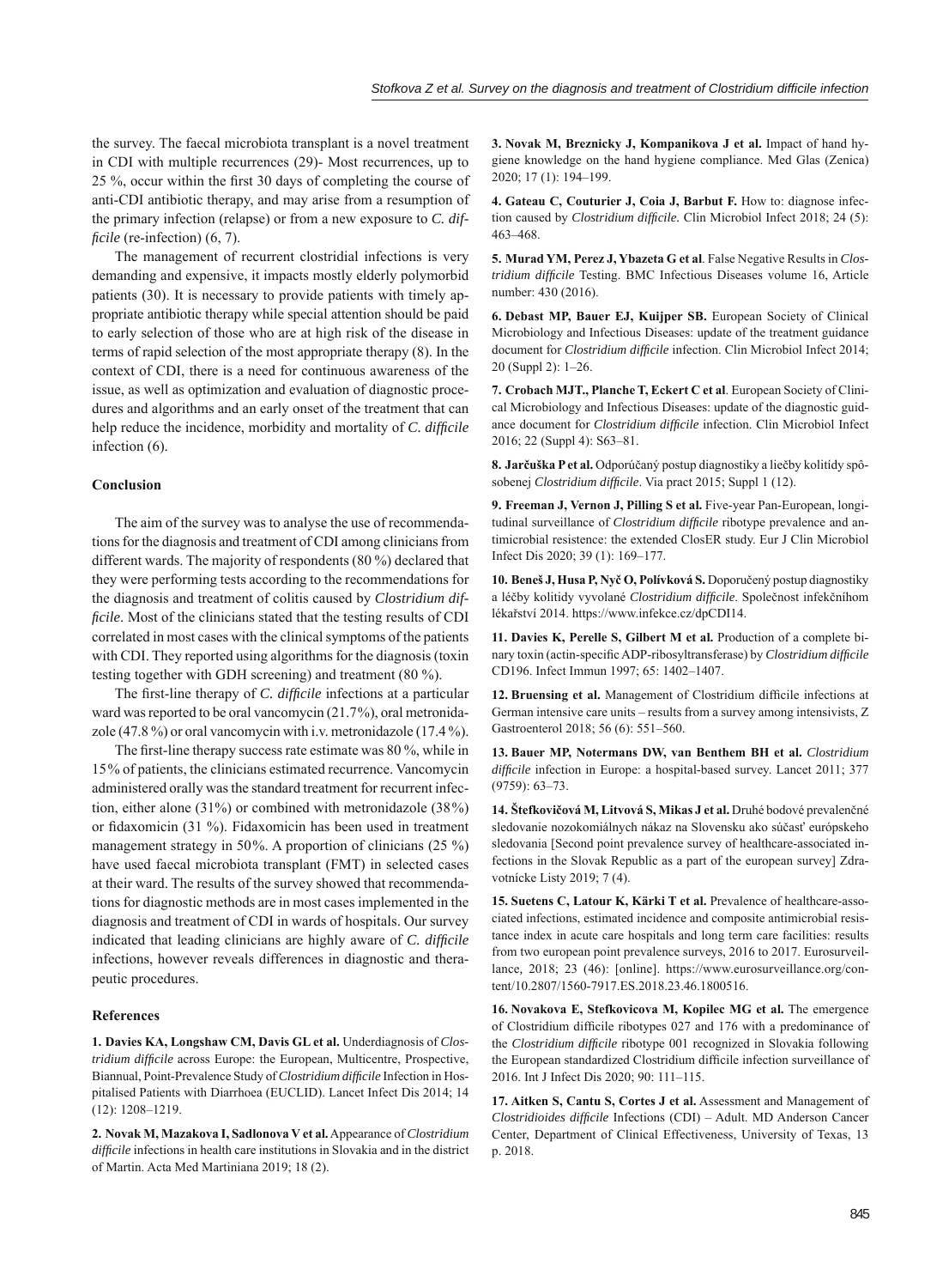the survey. The faecal microbiota transplant is a novel treatment in CDI with multiple recurrences (29)- Most recurrences, up to 25 %, occur within the first 30 days of completing the course of anti-CDI antibiotic therapy, and may arise from a resumption of the primary infection (relapse) or from a new exposure to *C. difficile* (re-infection) (6, 7).

The management of recurrent clostridial infections is very demanding and expensive, it impacts mostly elderly polymorbid patients (30). It is necessary to provide patients with timely appropriate antibiotic therapy while special attention should be paid to early selection of those who are at high risk of the disease in terms of rapid selection of the most appropriate therapy (8). In the context of CDI, there is a need for continuous awareness of the issue, as well as optimization and evaluation of diagnostic procedures and algorithms and an early onset of the treatment that can help reduce the incidence, morbidity and mortality of *C. difficile* infection (6).

### Conclusion

The aim of the survey was to analyse the use of recommendations for the diagnosis and treatment of CDI among clinicians from different wards. The majority of respondents (80 %) declared that they were performing tests according to the recommendations for the diagnosis and treatment of colitis caused by *Clostridium difficile*. Most of the clinicians stated that the testing results of CDI correlated in most cases with the clinical symptoms of the patients with CDI. They reported using algorithms for the diagnosis (toxin testing together with GDH screening) and treatment (80 %).

The first-line therapy of *C. difficile* infections at a particular ward was reported to be oral vancomycin (21.7%), oral metronidazole (47.8 %) or oral vancomycin with i.v. metronidazole (17.4 %).

The first-line therapy success rate estimate was 80 %, while in 15% of patients, the clinicians estimated recurrence. Vancomycin administered orally was the standard treatment for recurrent infection, either alone (31%) or combined with metronidazole (38%) or fidaxomicin (31 %). Fidaxomicin has been used in treatment management strategy in 50%. A proportion of clinicians (25 %) have used faecal microbiota transplant (FMT) in selected cases at their ward. The results of the survey showed that recommendations for diagnostic methods are in most cases implemented in the diagnosis and treatment of CDI in wards of hospitals. Our survey indicated that leading clinicians are highly aware of *C. difficile* infections, however reveals differences in diagnostic and therapeutic procedures.

### References

**1. Davies KA, Longshaw CM, Davis GL et al.** Underdiagnosis of *Clostridium difficile* across Europe: the European, Multicentre, Prospective, Biannual, Point-Prevalence Study of *Clostridium difficile* Infection in Hospitalised Patients with Diarrhoea (EUCLID). Lancet Infect Dis 2014; 14 (12): 1208–1219.

**2. Novak M, Mazakova I, Sadlonova V et al.** Appearance of *Clostridium difficile* infections in health care institutions in Slovakia and in the district of Martin. Acta Med Martiniana 2019; 18 (2).

**3. Novak M, Breznicky J, Kompanikova J et al.** Impact of hand hygiene knowledge on the hand hygiene compliance. Med Glas (Zenica) 2020; 17 (1): 194–199.

**4. Gateau C, Couturier J, Coia J, Barbut F.** How to: diagnose infection caused by *Clostridium difficile.* Clin Microbiol Infect 2018; 24 (5): 463–468.

**5. Murad YM, Perez J, Ybazeta G et al**. False Negative Results in *Clostridium difficile* Testing. BMC Infectious Diseases volume 16, Article number: 430 (2016).

**6. Debast MP, Bauer EJ, Kuijper SB.** European Society of Clinical Microbiology and Infectious Diseases: update of the treatment guidance document for *Clostridium difficile* infection. Clin Microbiol Infect 2014; 20 (Suppl 2): 1–26.

**7. Crobach MJT., Planche T, Eckert C et al**. European Society of Clinical Microbiology and Infectious Diseases: update of the diagnostic guidance document for *Clostridium difficile* infection. Clin Microbiol Infect 2016; 22 (Suppl 4): S63–81.

**8. Jarčuška P et al.** Odporúčaný postup diagnostiky a liečby kolitídy spôsobenej *Clostridium difficile*. Via pract 2015; Suppl 1 (12).

**9. Freeman J, Vernon J, Pilling S et al.** Five-year Pan-European, longitudinal surveillance of *Clostridium difficile* ribotype prevalence and antimicrobial resistence: the extended ClosER study. Eur J Clin Microbiol Infect Dis 2020; 39 (1): 169–177.

**10. Beneš J, Husa P, Nyč O, Polívková S.** Doporučený postup diagnostiky a léčby kolitidy vyvolané *Clostridium difficile*. Společnost infekčníhom lékařství 2014. https://www.infekce.cz/dpCDI14.

**11. Davies K, Perelle S, Gilbert M et al.** Production of a complete binary toxin (actin-specific ADP-ribosyltransferase) by *Clostridium difficile* CD196. Infect Immun 1997; 65: 1402–1407.

**12. Bruensing et al.** Management of Clostridium difficile infections at German intensive care units – results from a survey among intensivists, Z Gastroenterol 2018; 56 (6): 551–560.

**13. Bauer MP, Notermans DW, van Benthem BH et al.** *Clostridium difficile* infection in Europe: a hospital-based survey. Lancet 2011; 377 (9759): 63–73.

**14. Štefkovičová M, Litvová S, Mikas J et al.** Druhé bodové prevalenčné sledovanie nozokomiálnych nákaz na Slovensku ako súčasť európskeho sledovania [Second point prevalence survey of healthcare-associated infections in the Slovak Republic as a part of the european survey] Zdravotnícke Listy 2019; 7 (4).

**15. Suetens C, Latour K, Kärki T et al.** Prevalence of healthcare-associated infections, estimated incidence and composite antimicrobial resistance index in acute care hospitals and long term care facilities: results from two european point prevalence surveys, 2016 to 2017. Eurosurveillance, 2018; 23 (46): [online]. https://www.eurosurveillance.org/content/10.2807/1560-7917.ES.2018.23.46.1800516.

**16. Novakova E, Stefkovicova M, Kopilec MG et al.** The emergence of Clostridium difficile ribotypes 027 and 176 with a predominance of the *Clostridium difficile* ribotype 001 recognized in Slovakia following the European standardized Clostridium difficile infection surveillance of 2016. Int J Infect Dis 2020; 90: 111–115.

**17. Aitken S, Cantu S, Cortes J et al.** Assessment and Management of *Clostridioides difficile* Infections (CDI) – Adult. MD Anderson Cancer Center, Department of Clinical Effectiveness, University of Texas, 13 p. 2018.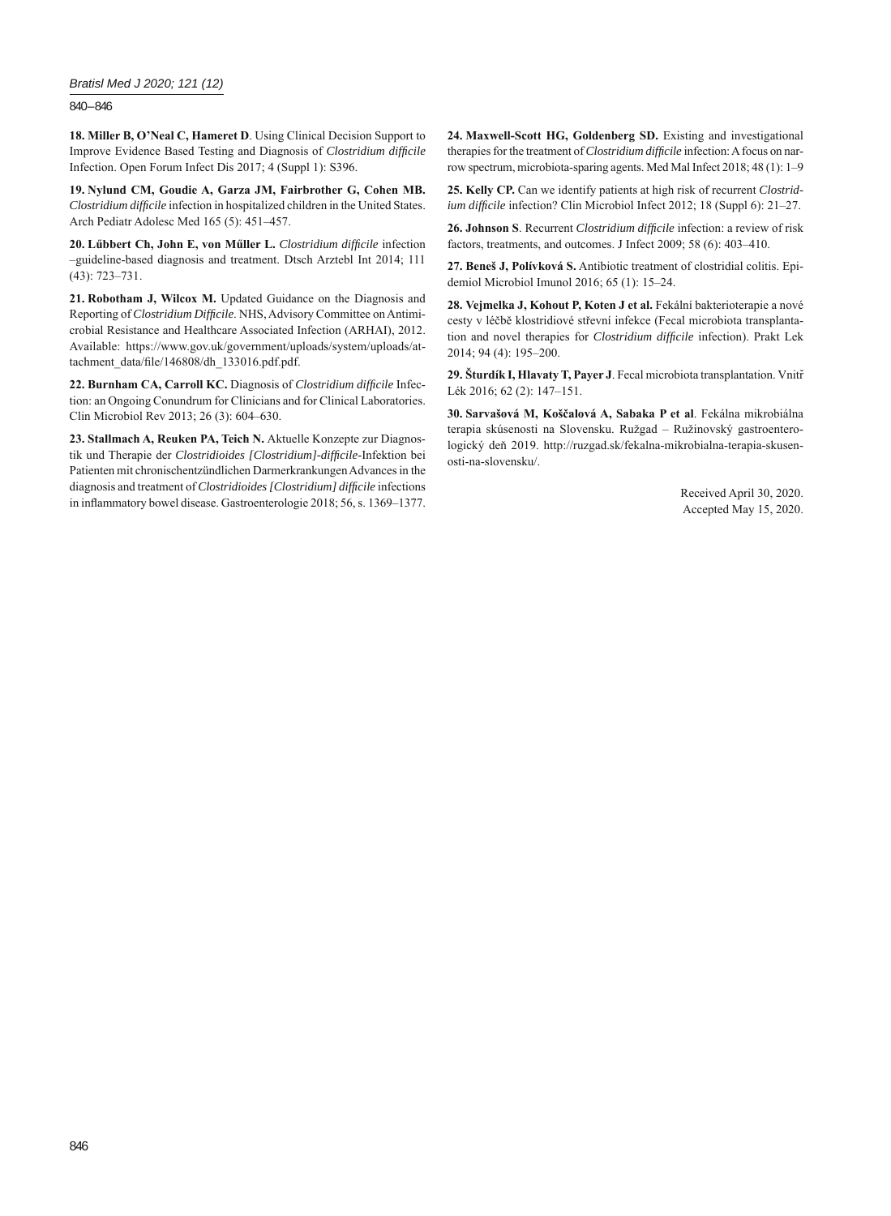**18. Miller B, O'Neal C, Hameret D**. Using Clinical Decision Support to Improve Evidence Based Testing and Diagnosis of *Clostridium difficile* Infection. Open Forum Infect Dis 2017; 4 (Suppl 1): S396.

**19. Nylund CM, Goudie A, Garza JM, Fairbrother G, Cohen MB.** *Clostridium difficile* infection in hospitalized children in the United States. Arch Pediatr Adolesc Med 165 (5): 451–457.

**20. Lűbbert Ch, John E, von Műller L.** *Clostridium difficile* infection –guideline-based diagnosis and treatment. Dtsch Arztebl Int 2014; 111 (43): 723–731.

**21. Robotham J, Wilcox M.** Updated Guidance on the Diagnosis and Reporting of *Clostridium Difficile*. NHS, Advisory Committee on Antimicrobial Resistance and Healthcare Associated Infection (ARHAI), 2012. Available: https://www.gov.uk/government/uploads/system/uploads/attachment_data/file/146808/dh_133016.pdf.pdf.

**22. Burnham CA, Carroll KC.** Diagnosis of *Clostridium difficile* Infection: an Ongoing Conundrum for Clinicians and for Clinical Laboratories. Clin Microbiol Rev 2013; 26 (3): 604–630.

**23. Stallmach A, Reuken PA, Teich N.** Aktuelle Konzepte zur Diagnostik und Therapie der *Clostridioides [Clostridium]-difficile*-Infektion bei Patienten mit chronischentzündlichen Darmerkrankungen Advances in the diagnosis and treatment of *Clostridioides [Clostridium] difficile* infections in inflammatory bowel disease. Gastroenterologie 2018; 56, s. 1369–1377.

**24. Maxwell-Scott HG, Goldenberg SD.** Existing and investigational therapies for the treatment of *Clostridium difficile* infection: A focus on narrow spectrum, microbiota-sparing agents. Med Mal Infect 2018; 48 (1): 1–9

**25. Kelly CP.** Can we identify patients at high risk of recurrent *Clostridium difficile* infection? Clin Microbiol Infect 2012; 18 (Suppl 6): 21–27.

**26. Johnson S**. Recurrent *Clostridium difficile* infection: a review of risk factors, treatments, and outcomes. J Infect 2009; 58 (6): 403–410.

**27. Beneš J, Polívková S.** Antibiotic treatment of clostridial colitis. Epidemiol Microbiol Imunol 2016; 65 (1): 15–24.

**28. Vejmelka J, Kohout P, Koten J et al.** Fekální bakterioterapie a nové cesty v léčbě klostridiové střevní infekce (Fecal microbiota transplantation and novel therapies for *Clostridium difficile* infection). Prakt Lek 2014; 94 (4): 195–200.

**29. Šturdík I, Hlavaty T, Payer J**. Fecal microbiota transplantation. Vnitř Lék 2016; 62 (2): 147–151.

**30. Sarvašová M, Koščalová A, Sabaka P et al**. Fekálna mikrobiálna terapia skúsenosti na Slovensku. Ružgad – Ružinovský gastroenterologický deň 2019. http://ruzgad.sk/fekalna-mikrobialna-terapia-skusenosti-na-slovensku/.

Received April 30, 2020.
Accepted May 15, 2020.